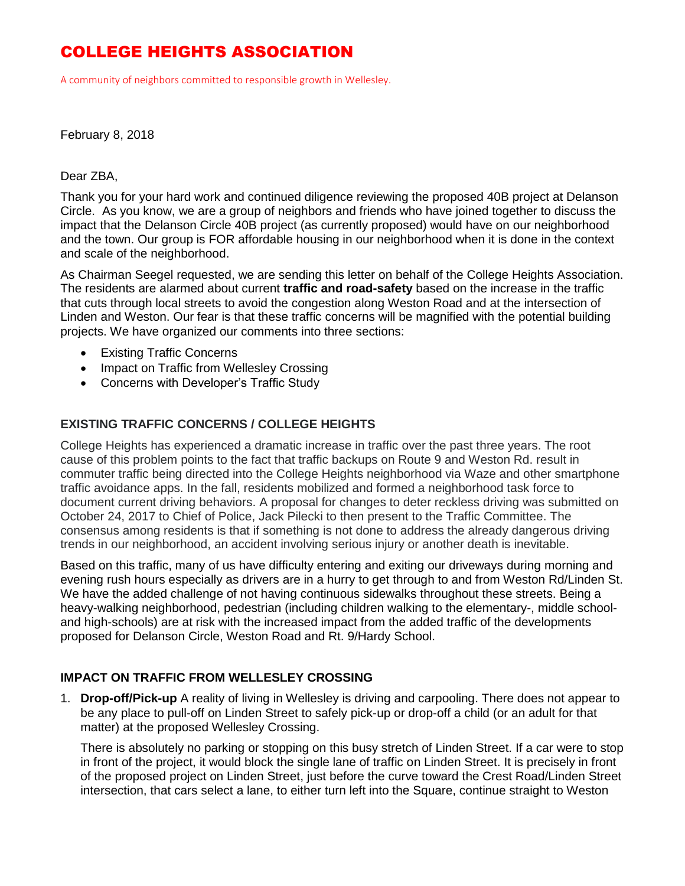# COLLEGE HEIGHTS ASSOCIATION

A community of neighbors committed to responsible growth in Wellesley.

February 8, 2018

Dear ZBA,

Thank you for your hard work and continued diligence reviewing the proposed 40B project at Delanson Circle. As you know, we are a group of neighbors and friends who have joined together to discuss the impact that the Delanson Circle 40B project (as currently proposed) would have on our neighborhood and the town. Our group is FOR affordable housing in our neighborhood when it is done in the context and scale of the neighborhood.

As Chairman Seegel requested, we are sending this letter on behalf of the College Heights Association. The residents are alarmed about current **traffic and road-safety** based on the increase in the traffic that cuts through local streets to avoid the congestion along Weston Road and at the intersection of Linden and Weston. Our fear is that these traffic concerns will be magnified with the potential building projects. We have organized our comments into three sections:

- Existing Traffic Concerns
- Impact on Traffic from Wellesley Crossing
- Concerns with Developer's Traffic Study

## EXISTING TRAFFIC CONCERNS / COLLEGE HEIGHTS

College Heights has experienced a dramatic increase in traffic over the past three years. The root cause of this problem points to the fact that traffic backups on Route 9 and Weston Rd. result in commuter traffic being directed into the College Heights neighborhood via Waze and other smartphone traffic avoidance apps. In the fall, residents mobilized and formed a neighborhood task force to document current driving behaviors. A proposal for changes to deter reckless driving was submitted on October 24, 2017 to Chief of Police, Jack Pilecki to then present to the Traffic Committee. The consensus among residents is that if something is not done to address the already dangerous driving trends in our neighborhood, an accident involving serious injury or another death is inevitable.

Based on this traffic, many of us have difficulty entering and exiting our driveways during morning and evening rush hours especially as drivers are in a hurry to get through to and from Weston Rd/Linden St. We have the added challenge of not having continuous sidewalks throughout these streets. Being a heavy-walking neighborhood, pedestrian (including children walking to the elementary-, middle school- and high-schools) are at risk with the increased impact from the added traffic of the developments proposed for Delanson Circle, Weston Road and Rt. 9/Hardy School.

## IMPACT ON TRAFFIC FROM WELLESLEY CROSSING

1. **Drop-off/Pick-up** A reality of living in Wellesley is driving and carpooling. There does not appear to be any place to pull-off on Linden Street to safely pick-up or drop-off a child (or an adult for that matter) at the proposed Wellesley Crossing.

   There is absolutely no parking or stopping on this busy stretch of Linden Street. If a car were to stop in front of the project, it would block the single lane of traffic on Linden Street. It is precisely in front of the proposed project on Linden Street, just before the curve toward the Crest Road/Linden Street intersection, that cars select a lane, to either turn left into the Square, continue straight to Weston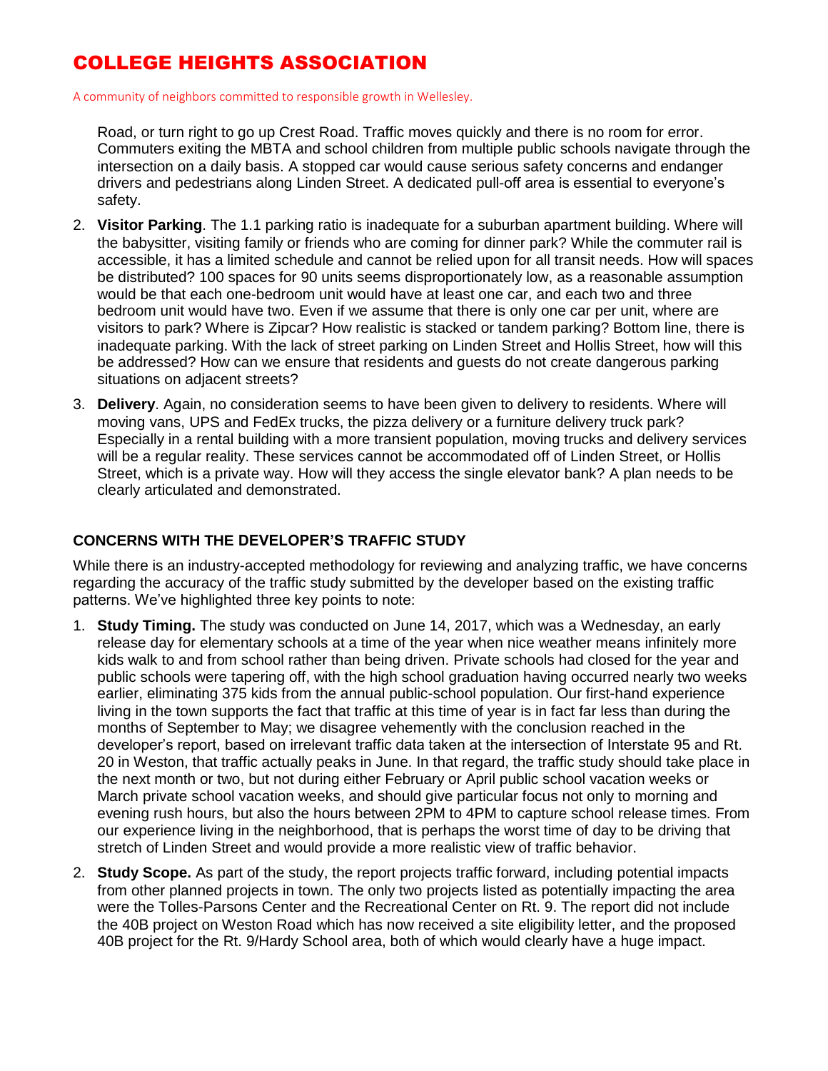Road, or turn right to go up Crest Road. Traffic moves quickly and there is no room for error. Commuters exiting the MBTA and school children from multiple public schools navigate through the intersection on a daily basis. A stopped car would cause serious safety concerns and endanger drivers and pedestrians along Linden Street. A dedicated pull-off area is essential to everyone's safety.

2. **Visitor Parking**. The 1.1 parking ratio is inadequate for a suburban apartment building. Where will the babysitter, visiting family or friends who are coming for dinner park? While the commuter rail is accessible, it has a limited schedule and cannot be relied upon for all transit needs. How will spaces be distributed? 100 spaces for 90 units seems disproportionately low, as a reasonable assumption would be that each one-bedroom unit would have at least one car, and each two and three bedroom unit would have two. Even if we assume that there is only one car per unit, where are visitors to park? Where is Zipcar? How realistic is stacked or tandem parking? Bottom line, there is inadequate parking. With the lack of street parking on Linden Street and Hollis Street, how will this be addressed? How can we ensure that residents and guests do not create dangerous parking situations on adjacent streets?

3. **Delivery**. Again, no consideration seems to have been given to delivery to residents. Where will moving vans, UPS and FedEx trucks, the pizza delivery or a furniture delivery truck park? Especially in a rental building with a more transient population, moving trucks and delivery services will be a regular reality. These services cannot be accommodated off of Linden Street, or Hollis Street, which is a private way. How will they access the single elevator bank? A plan needs to be clearly articulated and demonstrated.

## CONCERNS WITH THE DEVELOPER'S TRAFFIC STUDY

While there is an industry-accepted methodology for reviewing and analyzing traffic, we have concerns regarding the accuracy of the traffic study submitted by the developer based on the existing traffic patterns. We've highlighted three key points to note:

1. **Study Timing.** The study was conducted on June 14, 2017, which was a Wednesday, an early release day for elementary schools at a time of the year when nice weather means infinitely more kids walk to and from school rather than being driven. Private schools had closed for the year and public schools were tapering off, with the high school graduation having occurred nearly two weeks earlier, eliminating 375 kids from the annual public-school population. Our first-hand experience living in the town supports the fact that traffic at this time of year is in fact far less than during the months of September to May; we disagree vehemently with the conclusion reached in the developer's report, based on irrelevant traffic data taken at the intersection of Interstate 95 and Rt. 20 in Weston, that traffic actually peaks in June. In that regard, the traffic study should take place in the next month or two, but not during either February or April public school vacation weeks or March private school vacation weeks, and should give particular focus not only to morning and evening rush hours, but also the hours between 2PM to 4PM to capture school release times. From our experience living in the neighborhood, that is perhaps the worst time of day to be driving that stretch of Linden Street and would provide a more realistic view of traffic behavior.

2. **Study Scope.** As part of the study, the report projects traffic forward, including potential impacts from other planned projects in town. The only two projects listed as potentially impacting the area were the Tolles-Parsons Center and the Recreational Center on Rt. 9. The report did not include the 40B project on Weston Road which has now received a site eligibility letter, and the proposed 40B project for the Rt. 9/Hardy School area, both of which would clearly have a huge impact.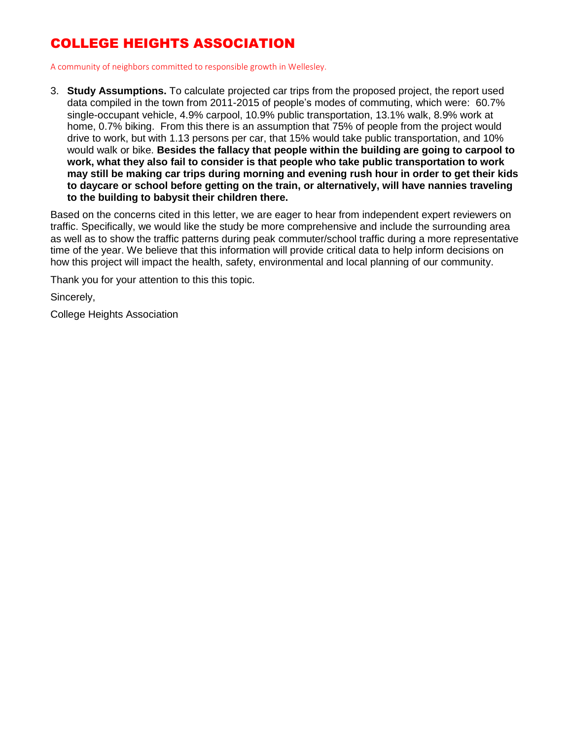# COLLEGE HEIGHTS ASSOCIATION

A community of neighbors committed to responsible growth in Wellesley.

3. **Study Assumptions.** To calculate projected car trips from the proposed project, the report used data compiled in the town from 2011-2015 of people's modes of commuting, which were: 60.7% single-occupant vehicle, 4.9% carpool, 10.9% public transportation, 13.1% walk, 8.9% work at home, 0.7% biking. From this there is an assumption that 75% of people from the project would drive to work, but with 1.13 persons per car, that 15% would take public transportation, and 10% would walk or bike. **Besides the fallacy that people within the building are going to carpool to work, what they also fail to consider is that people who take public transportation to work may still be making car trips during morning and evening rush hour in order to get their kids to daycare or school before getting on the train, or alternatively, will have nannies traveling to the building to babysit their children there.**

Based on the concerns cited in this letter, we are eager to hear from independent expert reviewers on traffic. Specifically, we would like the study be more comprehensive and include the surrounding area as well as to show the traffic patterns during peak commuter/school traffic during a more representative time of the year. We believe that this information will provide critical data to help inform decisions on how this project will impact the health, safety, environmental and local planning of our community.

Thank you for your attention to this this topic.

Sincerely,

College Heights Association